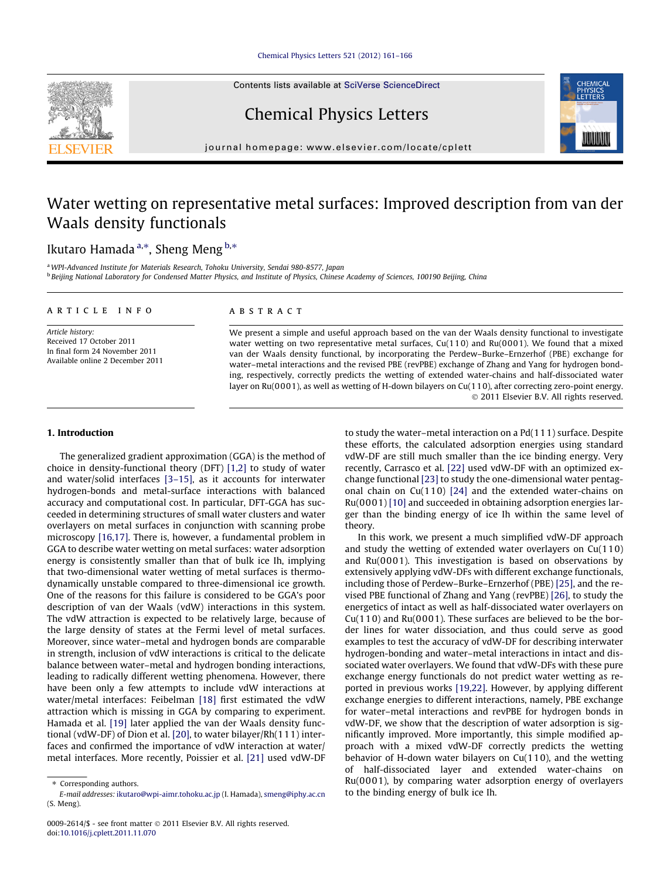# Water wetting on representative metal surfaces: Improved description from van der Waals density functionals

Ikutaro Hamada [a,*], Sheng Meng [b,*]

[a] WPI-Advanced Institute for Materials Research, Tohoku University, Sendai 980-8577, Japan

[b] Beijing National Laboratory for Condensed Matter Physics, and Institute of Physics, Chinese Academy of Sciences, 100190 Beijing, China

## ARTICLE INFO

*Article history:*
Received 17 October 2011
In final form 24 November 2011
Available online 2 December 2011

## ABSTRACT

We present a simple and useful approach based on the van der Waals density functional to investigate water wetting on two representative metal surfaces, Cu(110) and Ru(0001). We found that a mixed van der Waals density functional, by incorporating the Perdew–Burke–Ernzerhof (PBE) exchange for water–metal interactions and the revised PBE (revPBE) exchange of Zhang and Yang for hydrogen bonding, respectively, correctly predicts the wetting of extended water-chains and half-dissociated water layer on Ru(0001), as well as wetting of H-down bilayers on Cu(110), after correcting zero-point energy.

© 2011 Elsevier B.V. All rights reserved.

## 1. Introduction

The generalized gradient approximation (GGA) is the method of choice in density-functional theory (DFT) [1,2] to study of water and water/solid interfaces [3–15], as it accounts for interwater hydrogen-bonds and metal-surface interactions with balanced accuracy and computational cost. In particular, DFT-GGA has succeeded in determining structures of small water clusters and water overlayers on metal surfaces in conjunction with scanning probe microscopy [16,17]. There is, however, a fundamental problem in GGA to describe water wetting on metal surfaces: water adsorption energy is consistently smaller than that of bulk ice Ih, implying that two-dimensional water wetting of metal surfaces is thermodynamically unstable compared to three-dimensional ice growth. One of the reasons for this failure is considered to be GGA's poor description of van der Waals (vdW) interactions in this system. The vdW attraction is expected to be relatively large, because of the large density of states at the Fermi level of metal surfaces. Moreover, since water–metal and hydrogen bonds are comparable in strength, inclusion of vdW interactions is critical to the delicate balance between water–metal and hydrogen bonding interactions, leading to radically different wetting phenomena. However, there have been only a few attempts to include vdW interactions at water/metal interfaces: Feibelman [18] first estimated the vdW attraction which is missing in GGA by comparing to experiment. Hamada et al. [19] later applied the van der Waals density functional (vdW-DF) of Dion et al. [20], to water bilayer/Rh(111) interfaces and confirmed the importance of vdW interaction at water/metal interfaces. More recently, Poissier et al. [21] used vdW-DF to study the water–metal interaction on a Pd(111) surface. Despite these efforts, the calculated adsorption energies using standard vdW-DF are still much smaller than the ice binding energy. Very recently, Carrasco et al. [22] used vdW-DF with an optimized exchange functional [23] to study the one-dimensional water pentagonal chain on Cu(110) [24] and the extended water-chains on Ru(0001) [10] and succeeded in obtaining adsorption energies larger than the binding energy of ice Ih within the same level of theory.

In this work, we present a much simplified vdW-DF approach and study the wetting of extended water overlayers on Cu(110) and Ru(0001). This investigation is based on observations by extensively applying vdW-DFs with different exchange functionals, including those of Perdew–Burke–Ernzerhof (PBE) [25], and the revised PBE functional of Zhang and Yang (revPBE) [26], to study the energetics of intact as well as half-dissociated water overlayers on Cu(110) and Ru(0001). These surfaces are believed to be the border lines for water dissociation, and thus could serve as good examples to test the accuracy of vdW-DF for describing interwater hydrogen-bonding and water–metal interactions in intact and dissociated water overlayers. We found that vdW-DFs with these pure exchange energy functionals do not predict water wetting as reported in previous works [19,22]. However, by applying different exchange energies to different interactions, namely, PBE exchange for water–metal interactions and revPBE for hydrogen bonds in vdW-DF, we show that the description of water adsorption is significantly improved. More importantly, this simple modified approach with a mixed vdW-DF correctly predicts the wetting behavior of H-down water bilayers on Cu(110), and the wetting of half-dissociated layer and extended water-chains on Ru(0001), by comparing water adsorption energy of overlayers to the binding energy of bulk ice Ih.

* Corresponding authors.
*E-mail addresses:* ikutaro@wpi-aimr.tohoku.ac.jp (I. Hamada), smeng@iphy.ac.cn (S. Meng).

0009-2614/$ - see front matter © 2011 Elsevier B.V. All rights reserved.
doi:10.1016/j.cplett.2011.11.070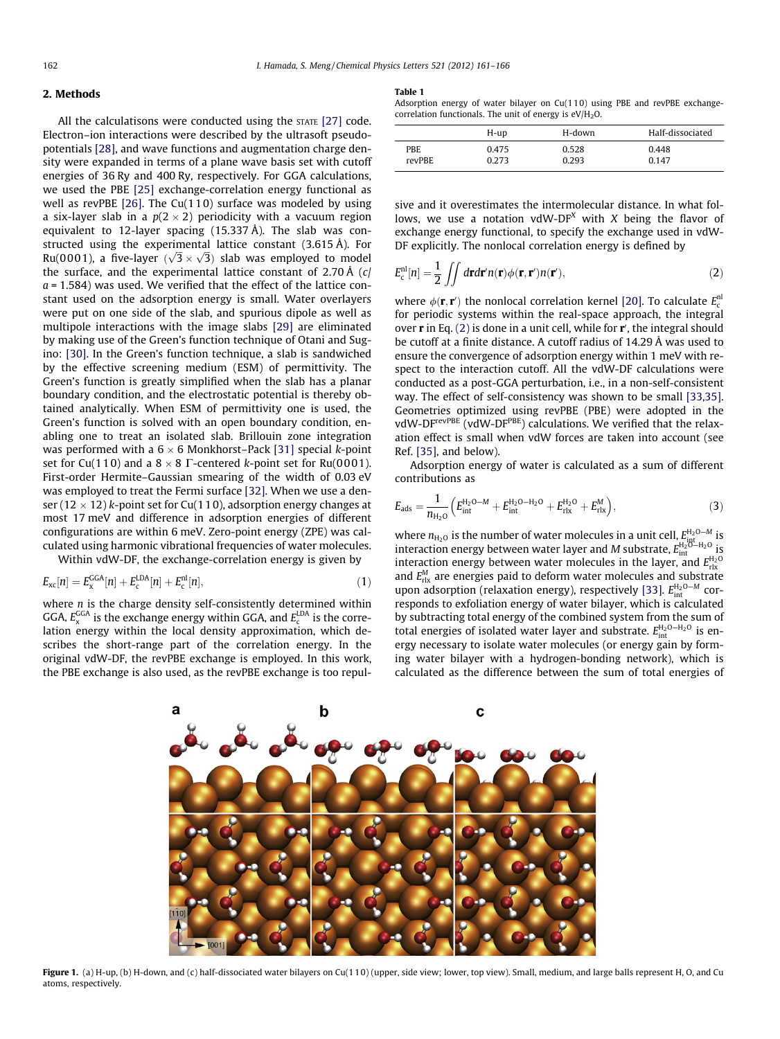## 2. Methods

All the calculatisons were conducted using the STATE [27] code. Electron–ion interactions were described by the ultrasoft pseudopotentials [28], and wave functions and augmentation charge density were expanded in terms of a plane wave basis set with cutoff energies of 36 Ry and 400 Ry, respectively. For GGA calculations, we used the PBE [25] exchange-correlation energy functional as well as revPBE [26]. The Cu(110) surface was modeled by using a six-layer slab in a $p(2 \times 2)$ periodicity with a vacuum region equivalent to 12-layer spacing (15.337 Å). The slab was constructed using the experimental lattice constant (3.615 Å). For Ru(0001), a five-layer $(\sqrt{3} \times \sqrt{3})$ slab was employed to model the surface, and the experimental lattice constant of 2.70 Å ($c/a$ = 1.584) was used. We verified that the effect of the lattice constant used on the adsorption energy is small. Water overlayers were put on one side of the slab, and spurious dipole as well as multipole interactions with the image slabs [29] are eliminated by making use of the Green's function technique of Otani and Sugino: [30]. In the Green's function technique, a slab is sandwiched by the effective screening medium (ESM) of permittivity. The Green's function is greatly simplified when the slab has a planar boundary condition, and the electrostatic potential is thereby obtained analytically. When ESM of permittivity one is used, the Green's function is solved with an open boundary condition, enabling one to treat an isolated slab. Brillouin zone integration was performed with a $6 \times 6$ Monkhorst–Pack [31] special $k$-point set for Cu(110) and a $8 \times 8$ Γ-centered $k$-point set for Ru(0001). First-order Hermite–Gaussian smearing of the width of 0.03 eV was employed to treat the Fermi surface [32]. When we use a denser ($12 \times 12$) $k$-point set for Cu(110), adsorption energy changes at most 17 meV and difference in adsorption energies of different configurations are within 6 meV. Zero-point energy (ZPE) was calculated using harmonic vibrational frequencies of water molecules.

Within vdW-DF, the exchange-correlation energy is given by

$$E_{xc}[n] = E_x^{GGA}[n] + E_c^{LDA}[n] + E_c^{nl}[n], \tag{1}$$

where $n$ is the charge density self-consistently determined within GGA, $E_x^{GGA}$ is the exchange energy within GGA, and $E_c^{LDA}$ is the correlation energy within the local density approximation, which describes the short-range part of the correlation energy. In the original vdW-DF, the revPBE exchange is employed. In this work, the PBE exchange is also used, as the revPBE exchange is too repulsive and it overestimates the intermolecular distance. In what follows, we use a notation vdW-DF$^X$ with $X$ being the flavor of exchange energy functional, to specify the exchange used in vdW-DF explicitly. The nonlocal correlation energy is defined by

$$E_c^{nl}[n] = \frac{1}{2} \iint d\mathbf{r} d\mathbf{r}' n(\mathbf{r}) \phi(\mathbf{r}, \mathbf{r}') n(\mathbf{r}'), \tag{2}$$

where $\phi(\mathbf{r}, \mathbf{r}')$ the nonlocal correlation kernel [20]. To calculate $E_c^{nl}$ for periodic systems within the real-space approach, the integral over $\mathbf{r}$ in Eq. (2) is done in a unit cell, while for $\mathbf{r}'$, the integral should be cutoff at a finite distance. A cutoff radius of 14.29 Å was used to ensure the convergence of adsorption energy within 1 meV with respect to the interaction cutoff. All the vdW-DF calculations were conducted as a post-GGA perturbation, i.e., in a non-self-consistent way. The effect of self-consistency was shown to be small [33,35]. Geometries optimized using revPBE (PBE) were adopted in the vdW-DF$^{revPBE}$ (vdW-DF$^{PBE}$) calculations. We verified that the relaxation effect is small when vdW forces are taken into account (see Ref. [35], and below).

Adsorption energy of water is calculated as a sum of different contributions as

$$E_{ads} = \frac{1}{n_{H_2O}} \left( E_{int}^{H_2O-M} + E_{int}^{H_2O-H_2O} + E_{rlx}^{H_2O} + E_{rlx}^{M} \right), \tag{3}$$

where $n_{H_2O}$ is the number of water molecules in a unit cell, $E_{int}^{H_2O-M}$ is interaction energy between water layer and $M$ substrate, $E_{int}^{H_2O-H_2O}$ is interaction energy between water molecules in the layer, and $E_{rlx}^{H_2O}$ and $E_{rlx}^{M}$ are energies paid to deform water molecules and substrate upon adsorption (relaxation energy), respectively [33]. $E_{int}^{H_2O-M}$ corresponds to exfoliation energy of water bilayer, which is calculated by subtracting total energy of the combined system from the sum of total energies of isolated water layer and substrate. $E_{int}^{H_2O-H_2O}$ is energy necessary to isolate water molecules (or energy gain by forming water bilayer with a hydrogen-bonding network), which is calculated as the difference between the sum of total energies of

**Table 1**
Adsorption energy of water bilayer on Cu(110) using PBE and revPBE exchange-correlation functionals. The unit of energy is eV/$H_2O$.

| | H-up | H-down | Half-dissociated |
|---|---|---|---|
| PBE | 0.475 | 0.528 | 0.448 |
| revPBE | 0.273 | 0.293 | 0.147 |

**Figure 1.** (a) H-up, (b) H-down, and (c) half-dissociated water bilayers on Cu(110) (upper, side view; lower, top view). Small, medium, and large balls represent H, O, and Cu atoms, respectively.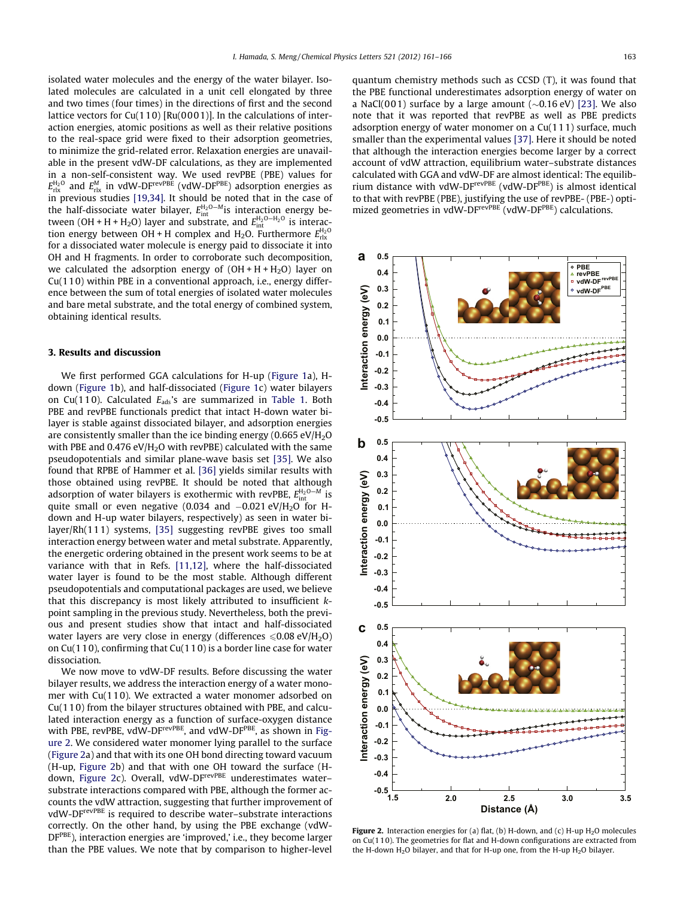isolated water molecules and the energy of the water bilayer. Isolated molecules are calculated in a unit cell elongated by three and two times (four times) in the directions of first and the second lattice vectors for Cu(110) [Ru(0001)]. In the calculations of interaction energies, atomic positions as well as their relative positions to the real-space grid were fixed to their adsorption geometries, to minimize the grid-related error. Relaxation energies are unavailable in the present vdW-DF calculations, as they are implemented in a non-self-consistent way. We used revPBE (PBE) values for $E_{\rm rlx}^{\rm H_2O}$ and $E_{\rm rlx}^{M}$ in vdW-DF$^{\rm revPBE}$ (vdW-DF$^{\rm PBE}$) adsorption energies as in previous studies [19,34]. It should be noted that in the case of the half-dissociate water bilayer, $E_{\rm int}^{\rm H_2O-M}$is interaction energy between (OH + H + $H_2O$) layer and substrate, and $E_{\rm int}^{\rm H_2O-H_2O}$ is interaction energy between OH + H complex and $H_2O$. Furthermore $E_{\rm rlx}^{\rm H_2O}$ for a dissociated water molecule is energy paid to dissociate it into OH and H fragments. In order to corroborate such decomposition, we calculated the adsorption energy of (OH + H + $H_2O$) layer on Cu(110) within PBE in a conventional approach, i.e., energy difference between the sum of total energies of isolated water molecules and bare metal substrate, and the total energy of combined system, obtaining identical results.

## 3. Results and discussion

We first performed GGA calculations for H-up (Figure 1a), H-down (Figure 1b), and half-dissociated (Figure 1c) water bilayers on Cu(110). Calculated $E_{\rm ads}$'s are summarized in Table 1. Both PBE and revPBE functionals predict that intact H-down water bilayer is stable against dissociated bilayer, and adsorption energies are consistently smaller than the ice binding energy (0.665 eV/$H_2O$ with PBE and 0.476 eV/$H_2O$ with revPBE) calculated with the same pseudopotentials and similar plane-wave basis set [35]. We also found that RPBE of Hammer et al. [36] yields similar results with those obtained using revPBE. It should be noted that although adsorption of water bilayers is exothermic with revPBE, $E_{\rm int}^{\rm H_2O-M}$ is quite small or even negative (0.034 and −0.021 eV/$H_2O$ for H-down and H-up water bilayers, respectively) as seen in water bilayer/Rh(111) systems, [35] suggesting revPBE gives too small interaction energy between water and metal substrate. Apparently, the energetic ordering obtained in the present work seems to be at variance with that in Refs. [11,12], where the half-dissociated water layer is found to be the most stable. Although different pseudopotentials and computational packages are used, we believe that this discrepancy is most likely attributed to insufficient $k$-point sampling in the previous study. Nevertheless, both the previous and present studies show that intact and half-dissociated water layers are very close in energy (differences ⩽0.08 eV/$H_2O$) on Cu(110), confirming that Cu(110) is a border line case for water dissociation.

We now move to vdW-DF results. Before discussing the water bilayer results, we address the interaction energy of a water monomer with Cu(110). We extracted a water monomer adsorbed on Cu(110) from the bilayer structures obtained with PBE, and calculated interaction energy as a function of surface-oxygen distance with PBE, revPBE, vdW-DF$^{\rm revPBE}$, and vdW-DF$^{\rm PBE}$, as shown in Figure 2. We considered water monomer lying parallel to the surface (Figure 2a) and that with one OH bond directing toward vacuum (H-up, Figure 2b) and that with one OH toward the surface (H-down, Figure 2c). Overall, vdW-DF$^{\rm revPBE}$ underestimates water–substrate interactions compared with PBE, although the former accounts the vdW attraction, suggesting that further improvement of vdW-DF$^{\rm revPBE}$ is required to describe water–substrate interactions correctly. On the other hand, by using the PBE exchange (vdW-DF$^{\rm PBE}$), interaction energies are 'improved,' i.e., they become larger than the PBE values. We note that by comparison to higher-level quantum chemistry methods such as CCSD (T), it was found that the PBE functional underestimates adsorption energy of water on a NaCl(001) surface by a large amount (∼0.16 eV) [23]. We also note that it was reported that revPBE as well as PBE predicts adsorption energy of water monomer on a Cu(111) surface, much smaller than the experimental values [37]. Here it should be noted that although the interaction energies become larger by a correct account of vdW attraction, equilibrium water–substrate distances calculated with GGA and vdW-DF are almost identical: The equilibrium distance with vdW-DF$^{\rm revPBE}$ (vdW-DF$^{\rm PBE}$) is almost identical to that with revPBE (PBE), justifying the use of revPBE- (PBE-) optimized geometries in vdW-DF$^{\rm revPBE}$ (vdW-DF$^{\rm PBE}$) calculations.

**Figure 2.** Interaction energies for (a) flat, (b) H-down, and (c) H-up $H_2O$ molecules on Cu(110). The geometries for flat and H-down configurations are extracted from the H-down $H_2O$ bilayer, and that for H-up one, from the H-up $H_2O$ bilayer.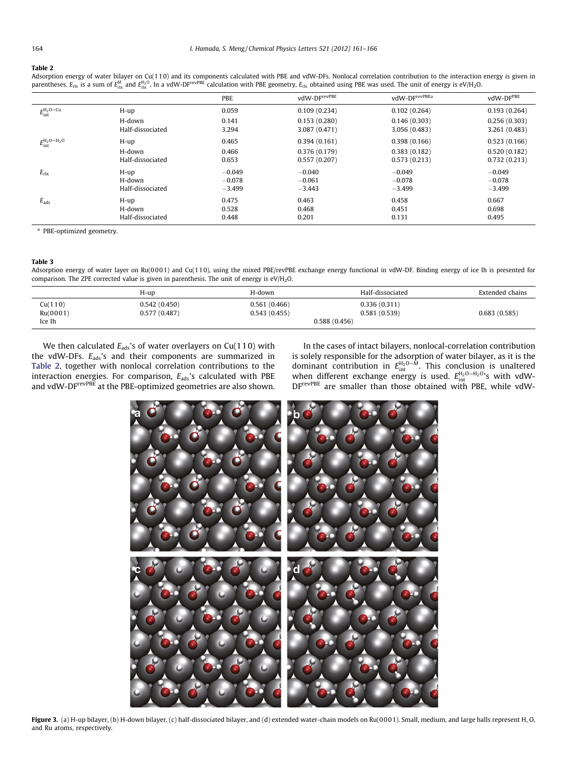**Table 2**
Adsorption energy of water bilayer on Cu(110) and its components calculated with PBE and vdW-DFs. Nonlocal correlation contribution to the interaction energy is given in parentheses. $E_{rlx}$ is a sum of $E_{rlx}^{M}$ and $E_{rlx}^{H_2O}$. In a vdW-DF$^{revPBE}$ calculation with PBE geometry, $E_{rlx}$ obtained using PBE was used. The unit of energy is eV/$H_2O$.

| | | PBE | vdW-DF$^{revPBE}$ | vdW-DF$^{revPBE a}$ | vdW-DF$^{PBE}$ |
|---|---|---|---|---|---|
| $E_{int}^{H_2O-Cu}$ | H-up | 0.059 | 0.109 (0.234) | 0.102 (0.264) | 0.193 (0.264) |
| | H-down | 0.141 | 0.153 (0.280) | 0.146 (0.303) | 0.256 (0.303) |
| | Half-dissociated | 3.294 | 3.087 (0.471) | 3.056 (0.483) | 3.261 (0.483) |
| $E_{int}^{H_2O-H_2O}$ | H-up | 0.465 | 0.394 (0.161) | 0.398 (0.166) | 0.523 (0.166) |
| | H-down | 0.466 | 0.376 (0.179) | 0.383 (0.182) | 0.520 (0.182) |
| | Half-dissociated | 0.653 | 0.557 (0.207) | 0.573 (0.213) | 0.732 (0.213) |
| $E_{rlx}$ | H-up | −0.049 | −0.040 | −0.049 | −0.049 |
| | H-down | −0.078 | −0.061 | −0.078 | −0.078 |
| | Half-dissociated | −3.499 | −3.443 | −3.499 | −3.499 |
| $E_{ads}$ | H-up | 0.475 | 0.463 | 0.458 | 0.667 |
| | H-down | 0.528 | 0.468 | 0.451 | 0.698 |
| | Half-dissociated | 0.448 | 0.201 | 0.131 | 0.495 |

[a] PBE-optimized geometry.

**Table 3**
Adsorption energy of water layer on Ru(0001) and Cu(110), using the mixed PBE/revPBE exchange energy functional in vdW-DF. Binding energy of ice Ih is presented for comparison. The ZPE corrected value is given in parenthesis. The unit of energy is eV/$H_2O$.

| | H-up | H-down | Half-dissociated | Extended chains |
|---|---|---|---|---|
| Cu(110) | 0.542 (0.450) | 0.561 (0.466) | 0.336 (0.311) | |
| Ru(0001) | 0.577 (0.487) | 0.543 (0.455) | 0.581 (0.539) | 0.683 (0.585) |
| Ice Ih | | 0.588 (0.456) | | |

We then calculated $E_{ads}$'s of water overlayers on Cu(110) with the vdW-DFs. $E_{ads}$'s and their components are summarized in Table 2, together with nonlocal correlation contributions to the interaction energies. For comparison, $E_{ads}$'s calculated with PBE and vdW-DF$^{revPBE}$ at the PBE-optimized geometries are also shown.

In the cases of intact bilayers, nonlocal-correlation contribution is solely responsible for the adsorption of water bilayer, as it is the dominant contribution in $E_{int}^{H_2O-M}$. This conclusion is unaltered when different exchange energy is used. $E_{int}^{H_2O-H_2O}$'s with vdW-DF$^{revPBE}$ are smaller than those obtained with PBE, while vdW-

**Figure 3.** (a) H-up bilayer, (b) H-down bilayer, (c) half-dissociated bilayer, and (d) extended water-chain models on Ru(0001). Small, medium, and large balls represent H, O, and Ru atoms, respectively.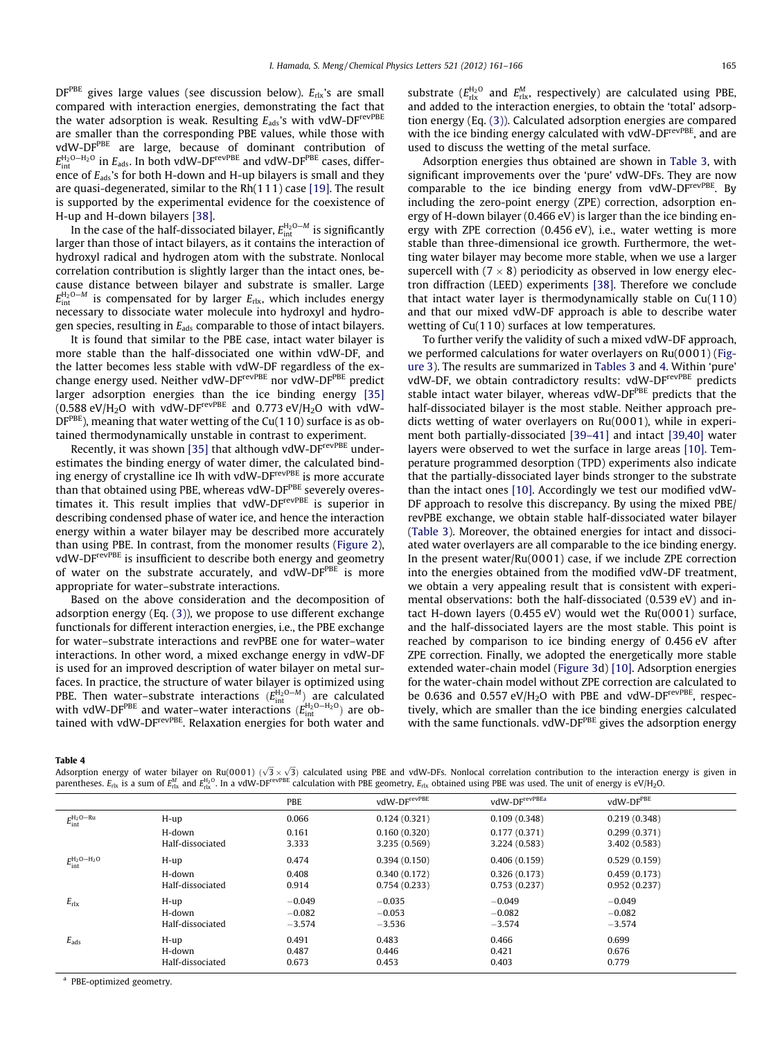DF$^{PBE}$ gives large values (see discussion below). $E_{rlx}$'s are small compared with interaction energies, demonstrating the fact that the water adsorption is weak. Resulting $E_{ads}$'s with vdW-DF$^{revPBE}$ are smaller than the corresponding PBE values, while those with vdW-DF$^{PBE}$ are large, because of dominant contribution of $E_{int}^{H_2O-H_2O}$ in $E_{ads}$. In both vdW-DF$^{revPBE}$ and vdW-DF$^{PBE}$ cases, difference of $E_{ads}$'s for both H-down and H-up bilayers is small and they are quasi-degenerated, similar to the Rh(111) case [19]. The result is supported by the experimental evidence for the coexistence of H-up and H-down bilayers [38].

In the case of the half-dissociated bilayer, $E_{int}^{H_2O-M}$ is significantly larger than those of intact bilayers, as it contains the interaction of hydroxyl radical and hydrogen atom with the substrate. Nonlocal correlation contribution is slightly larger than the intact ones, because distance between bilayer and substrate is smaller. Large $E_{int}^{H_2O-M}$ is compensated for by larger $E_{rlx}$, which includes energy necessary to dissociate water molecule into hydroxyl and hydrogen species, resulting in $E_{ads}$ comparable to those of intact bilayers.

It is found that similar to the PBE case, intact water bilayer is more stable than the half-dissociated one within vdW-DF, and the latter becomes less stable with vdW-DF regardless of the exchange energy used. Neither vdW-DF$^{revPBE}$ nor vdW-DF$^{PBE}$ predict larger adsorption energies than the ice binding energy [35] (0.588 eV/$H_2O$ with vdW-DF$^{revPBE}$ and 0.773 eV/$H_2O$ with vdW-DF$^{PBE}$), meaning that water wetting of the Cu(110) surface is as obtained thermodynamically unstable in contrast to experiment.

Recently, it was shown [35] that although vdW-DF$^{revPBE}$ underestimates the binding energy of water dimer, the calculated binding energy of crystalline ice Ih with vdW-DF$^{revPBE}$ is more accurate than that obtained using PBE, whereas vdW-DF$^{PBE}$ severely overestimates it. This result implies that vdW-DF$^{revPBE}$ is superior in describing condensed phase of water ice, and hence the interaction energy within a water bilayer may be described more accurately than using PBE. In contrast, from the monomer results (Figure 2), vdW-DF$^{revPBE}$ is insufficient to describe both energy and geometry of water on the substrate accurately, and vdW-DF$^{PBE}$ is more appropriate for water–substrate interactions.

Based on the above consideration and the decomposition of adsorption energy (Eq. (3)), we propose to use different exchange functionals for different interaction energies, i.e., the PBE exchange for water–substrate interactions and revPBE one for water–water interactions. In other word, a mixed exchange energy in vdW-DF is used for an improved description of water bilayer on metal surfaces. In practice, the structure of water bilayer is optimized using PBE. Then water–substrate interactions ($E_{int}^{H_2O-M}$) are calculated with vdW-DF$^{PBE}$ and water–water interactions ($E_{int}^{H_2O-H_2O}$) are obtained with vdW-DF$^{revPBE}$. Relaxation energies for both water and substrate ($E_{rlx}^{H_2O}$ and $E_{rlx}^{M}$, respectively) are calculated using PBE, and added to the interaction energies, to obtain the 'total' adsorption energy (Eq. (3)). Calculated adsorption energies are compared with the ice binding energy calculated with vdW-DF$^{revPBE}$, and are used to discuss the wetting of the metal surface.

Adsorption energies thus obtained are shown in Table 3, with significant improvements over the 'pure' vdW-DFs. They are now comparable to the ice binding energy from vdW-DF$^{revPBE}$. By including the zero-point energy (ZPE) correction, adsorption energy of H-down bilayer (0.466 eV) is larger than the ice binding energy with ZPE correction (0.456 eV), i.e., water wetting is more stable than three-dimensional ice growth. Furthermore, the wetting water bilayer may become more stable, when we use a larger supercell with (7 × 8) periodicity as observed in low energy electron diffraction (LEED) experiments [38]. Therefore we conclude that intact water layer is thermodynamically stable on Cu(110) and that our mixed vdW-DF approach is able to describe water wetting of Cu(110) surfaces at low temperatures.

To further verify the validity of such a mixed vdW-DF approach, we performed calculations for water overlayers on Ru(0001) (Figure 3). The results are summarized in Tables 3 and 4. Within 'pure' vdW-DF, we obtain contradictory results: vdW-DF$^{revPBE}$ predicts stable intact water bilayer, whereas vdW-DF$^{PBE}$ predicts that the half-dissociated bilayer is the most stable. Neither approach predicts wetting of water overlayers on Ru(0001), while in experiment both partially-dissociated [39–41] and intact [39,40] water layers were observed to wet the surface in large areas [10]. Temperature programmed desorption (TPD) experiments also indicate that the partially-dissociated layer binds stronger to the substrate than the intact ones [10]. Accordingly we test our modified vdW-DF approach to resolve this discrepancy. By using the mixed PBE/revPBE exchange, we obtain stable half-dissociated water bilayer (Table 3). Moreover, the obtained energies for intact and dissociated water overlayers are all comparable to the ice binding energy. In the present water/Ru(0001) case, if we include ZPE correction into the energies obtained from the modified vdW-DF treatment, we obtain a very appealing result that is consistent with experimental observations: both the half-dissociated (0.539 eV) and intact H-down layers (0.455 eV) would wet the Ru(0001) surface, and the half-dissociated layers are the most stable. This point is reached by comparison to ice binding energy of 0.456 eV after ZPE correction. Finally, we adopted the energetically more stable extended water-chain model (Figure 3d) [10]. Adsorption energies for the water-chain model without ZPE correction are calculated to be 0.636 and 0.557 eV/$H_2O$ with PBE and vdW-DF$^{revPBE}$, respectively, which are smaller than the ice binding energies calculated with the same functionals. vdW-DF$^{PBE}$ gives the adsorption energy

**Table 4**
Adsorption energy of water bilayer on Ru(0001) ($\sqrt{3} \times \sqrt{3}$) calculated using PBE and vdW-DFs. Nonlocal correlation contribution to the interaction energy is given in parentheses. $E_{rlx}$ is a sum of $E_{rlx}^{M}$ and $E_{rlx}^{H_2O}$. In a vdW-DF$^{revPBE}$ calculation with PBE geometry, $E_{rlx}$ obtained using PBE was used. The unit of energy is eV/$H_2O$.

| | | PBE | vdW-DF$^{revPBE}$ | vdW-DF$^{revPBE a}$ | vdW-DF$^{PBE}$ |
|---|---|---|---|---|---|
| $E_{int}^{H_2O-Ru}$ | H-up | 0.066 | 0.124 (0.321) | 0.109 (0.348) | 0.219 (0.348) |
| | H-down | 0.161 | 0.160 (0.320) | 0.177 (0.371) | 0.299 (0.371) |
| | Half-dissociated | 3.333 | 3.235 (0.569) | 3.224 (0.583) | 3.402 (0.583) |
| $E_{int}^{H_2O-H_2O}$ | H-up | 0.474 | 0.394 (0.150) | 0.406 (0.159) | 0.529 (0.159) |
| | H-down | 0.408 | 0.340 (0.172) | 0.326 (0.173) | 0.459 (0.173) |
| | Half-dissociated | 0.914 | 0.754 (0.233) | 0.753 (0.237) | 0.952 (0.237) |
| $E_{rlx}$ | H-up | −0.049 | −0.035 | −0.049 | −0.049 |
| | H-down | −0.082 | −0.053 | −0.082 | −0.082 |
| | Half-dissociated | −3.574 | −3.536 | −3.574 | −3.574 |
| $E_{ads}$ | H-up | 0.491 | 0.483 | 0.466 | 0.699 |
| | H-down | 0.487 | 0.446 | 0.421 | 0.676 |
| | Half-dissociated | 0.673 | 0.453 | 0.403 | 0.779 |

[a] PBE-optimized geometry.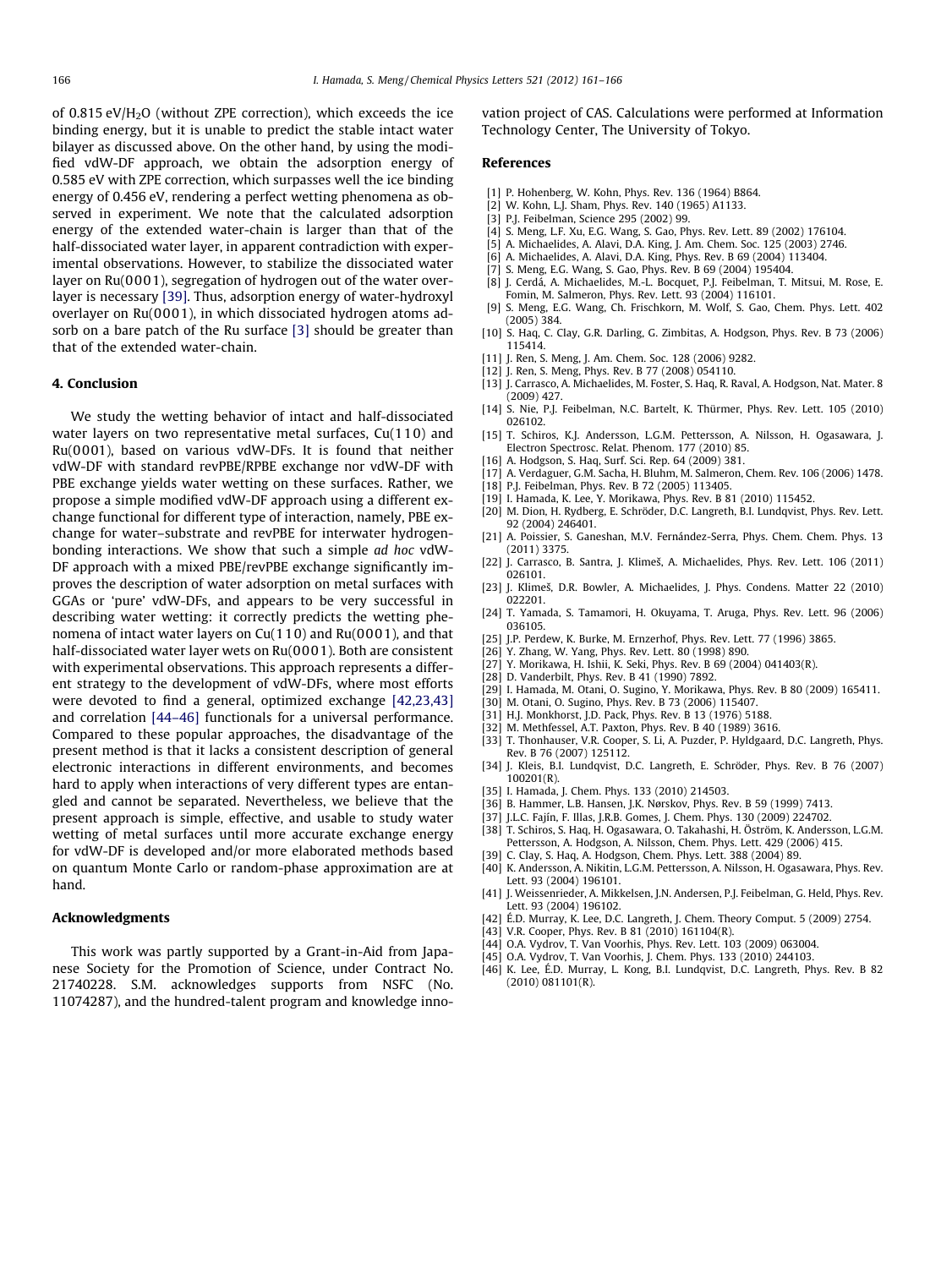of 0.815 eV/$H_2O$ (without ZPE correction), which exceeds the ice binding energy, but it is unable to predict the stable intact water bilayer as discussed above. On the other hand, by using the modified vdW-DF approach, we obtain the adsorption energy of 0.585 eV with ZPE correction, which surpasses well the ice binding energy of 0.456 eV, rendering a perfect wetting phenomena as observed in experiment. We note that the calculated adsorption energy of the extended water-chain is larger than that of the half-dissociated water layer, in apparent contradiction with experimental observations. However, to stabilize the dissociated water layer on Ru(0001), segregation of hydrogen out of the water overlayer is necessary [39]. Thus, adsorption energy of water-hydroxyl overlayer on Ru(0001), in which dissociated hydrogen atoms adsorb on a bare patch of the Ru surface [3] should be greater than that of the extended water-chain.

## 4. Conclusion

We study the wetting behavior of intact and half-dissociated water layers on two representative metal surfaces, Cu(110) and Ru(0001), based on various vdW-DFs. It is found that neither vdW-DF with standard revPBE/RPBE exchange nor vdW-DF with PBE exchange yields water wetting on these surfaces. Rather, we propose a simple modified vdW-DF approach using a different exchange functional for different type of interaction, namely, PBE exchange for water–substrate and revPBE for interwater hydrogen-bonding interactions. We show that such a simple *ad hoc* vdW-DF approach with a mixed PBE/revPBE exchange significantly improves the description of water adsorption on metal surfaces with GGAs or 'pure' vdW-DFs, and appears to be very successful in describing water wetting: it correctly predicts the wetting phenomena of intact water layers on Cu(110) and Ru(0001), and that half-dissociated water layer wets on Ru(0001). Both are consistent with experimental observations. This approach represents a different strategy to the development of vdW-DFs, where most efforts were devoted to find a general, optimized exchange [42,23,43] and correlation [44–46] functionals for a universal performance. Compared to these popular approaches, the disadvantage of the present method is that it lacks a consistent description of general electronic interactions in different environments, and becomes hard to apply when interactions of very different types are entangled and cannot be separated. Nevertheless, we believe that the present approach is simple, effective, and usable to study water wetting of metal surfaces until more accurate exchange energy for vdW-DF is developed and/or more elaborated methods based on quantum Monte Carlo or random-phase approximation are at hand.

## Acknowledgments

This work was partly supported by a Grant-in-Aid from Japanese Society for the Promotion of Science, under Contract No. 21740228. S.M. acknowledges supports from NSFC (No. 11074287), and the hundred-talent program and knowledge innovation project of CAS. Calculations were performed at Information Technology Center, The University of Tokyo.

## References

[1] P. Hohenberg, W. Kohn, Phys. Rev. 136 (1964) B864.
[2] W. Kohn, L.J. Sham, Phys. Rev. 140 (1965) A1133.
[3] P.J. Feibelman, Science 295 (2002) 99.
[4] S. Meng, L.F. Xu, E.G. Wang, S. Gao, Phys. Rev. Lett. 89 (2002) 176104.
[5] A. Michaelides, A. Alavi, D.A. King, J. Am. Chem. Soc. 125 (2003) 2746.
[6] A. Michaelides, A. Alavi, D.A. King, Phys. Rev. B 69 (2004) 113404.
[7] S. Meng, E.G. Wang, S. Gao, Phys. Rev. B 69 (2004) 195404.
[8] J. Cerdá, A. Michaelides, M.-L. Bocquet, P.J. Feibelman, T. Mitsui, M. Rose, E. Fomin, M. Salmeron, Phys. Rev. Lett. 93 (2004) 116101.
[9] S. Meng, E.G. Wang, Ch. Frischkorn, M. Wolf, S. Gao, Chem. Phys. Lett. 402 (2005) 384.
[10] S. Haq, C. Clay, G.R. Darling, G. Zimbitas, A. Hodgson, Phys. Rev. B 73 (2006) 115414.
[11] J. Ren, S. Meng, J. Am. Chem. Soc. 128 (2006) 9282.
[12] J. Ren, S. Meng, Phys. Rev. B 77 (2008) 054110.
[13] J. Carrasco, A. Michaelides, M. Foster, S. Haq, R. Raval, A. Hodgson, Nat. Mater. 8 (2009) 427.
[14] S. Nie, P.J. Feibelman, N.C. Bartelt, K. Thürmer, Phys. Rev. Lett. 105 (2010) 026102.
[15] T. Schiros, K.J. Andersson, L.G.M. Pettersson, A. Nilsson, H. Ogasawara, J. Electron Spectrosc. Relat. Phenom. 177 (2010) 85.
[16] A. Hodgson, S. Haq, Surf. Sci. Rep. 64 (2009) 381.
[17] A. Verdaguer, G.M. Sacha, H. Bluhm, M. Salmeron, Chem. Rev. 106 (2006) 1478.
[18] P.J. Feibelman, Phys. Rev. B 72 (2005) 113405.
[19] I. Hamada, K. Lee, Y. Morikawa, Phys. Rev. B 81 (2010) 115452.
[20] M. Dion, H. Rydberg, E. Schröder, D.C. Langreth, B.I. Lundqvist, Phys. Rev. Lett. 92 (2004) 246401.
[21] A. Poissier, S. Ganeshan, M.V. Fernández-Serra, Phys. Chem. Chem. Phys. 13 (2011) 3375.
[22] J. Carrasco, B. Santra, J. Klimeš, A. Michaelides, Phys. Rev. Lett. 106 (2011) 026101.
[23] J. Klimeš, D.R. Bowler, A. Michaelides, J. Phys. Condens. Matter 22 (2010) 022201.
[24] T. Yamada, S. Tamamori, H. Okuyama, T. Aruga, Phys. Rev. Lett. 96 (2006) 036105.
[25] J.P. Perdew, K. Burke, M. Ernzerhof, Phys. Rev. Lett. 77 (1996) 3865.
[26] Y. Zhang, W. Yang, Phys. Rev. Lett. 80 (1998) 890.
[27] Y. Morikawa, H. Ishii, K. Seki, Phys. Rev. B 69 (2004) 041403(R).
[28] D. Vanderbilt, Phys. Rev. B 41 (1990) 7892.
[29] I. Hamada, M. Otani, O. Sugino, Y. Morikawa, Phys. Rev. B 80 (2009) 165411.
[30] M. Otani, O. Sugino, Phys. Rev. B 73 (2006) 115407.
[31] H.J. Monkhorst, J.D. Pack, Phys. Rev. B 13 (1976) 5188.
[32] M. Methfessel, A.T. Paxton, Phys. Rev. B 40 (1989) 3616.
[33] T. Thonhauser, V.R. Cooper, S. Li, A. Puzder, P. Hyldgaard, D.C. Langreth, Phys. Rev. B 76 (2007) 125112.
[34] J. Kleis, B.I. Lundqvist, D.C. Langreth, E. Schröder, Phys. Rev. B 76 (2007) 100201(R).
[35] I. Hamada, J. Chem. Phys. 133 (2010) 214503.
[36] B. Hammer, L.B. Hansen, J.K. Nørskov, Phys. Rev. B 59 (1999) 7413.
[37] J.L.C. Fajín, F. Illas, J.R.B. Gomes, J. Chem. Phys. 130 (2009) 224702.
[38] T. Schiros, S. Haq, H. Ogasawara, O. Takahashi, H. Öström, K. Andersson, L.G.M. Pettersson, A. Hodgson, A. Nilsson, Chem. Phys. Lett. 429 (2006) 415.
[39] C. Clay, S. Haq, A. Hodgson, Chem. Phys. Lett. 388 (2004) 89.
[40] K. Andersson, A. Nikitin, L.G.M. Pettersson, A. Nilsson, H. Ogasawara, Phys. Rev. Lett. 93 (2004) 196101.
[41] J. Weissenrieder, A. Mikkelsen, J.N. Andersen, P.J. Feibelman, G. Held, Phys. Rev. Lett. 93 (2004) 196102.
[42] É.D. Murray, K. Lee, D.C. Langreth, J. Chem. Theory Comput. 5 (2009) 2754.
[43] V.R. Cooper, Phys. Rev. B 81 (2010) 161104(R).
[44] O.A. Vydrov, T. Van Voorhis, Phys. Rev. Lett. 103 (2009) 063004.
[45] O.A. Vydrov, T. Van Voorhis, J. Chem. Phys. 133 (2010) 244103.
[46] K. Lee, É.D. Murray, L. Kong, B.I. Lundqvist, D.C. Langreth, Phys. Rev. B 82 (2010) 081101(R).